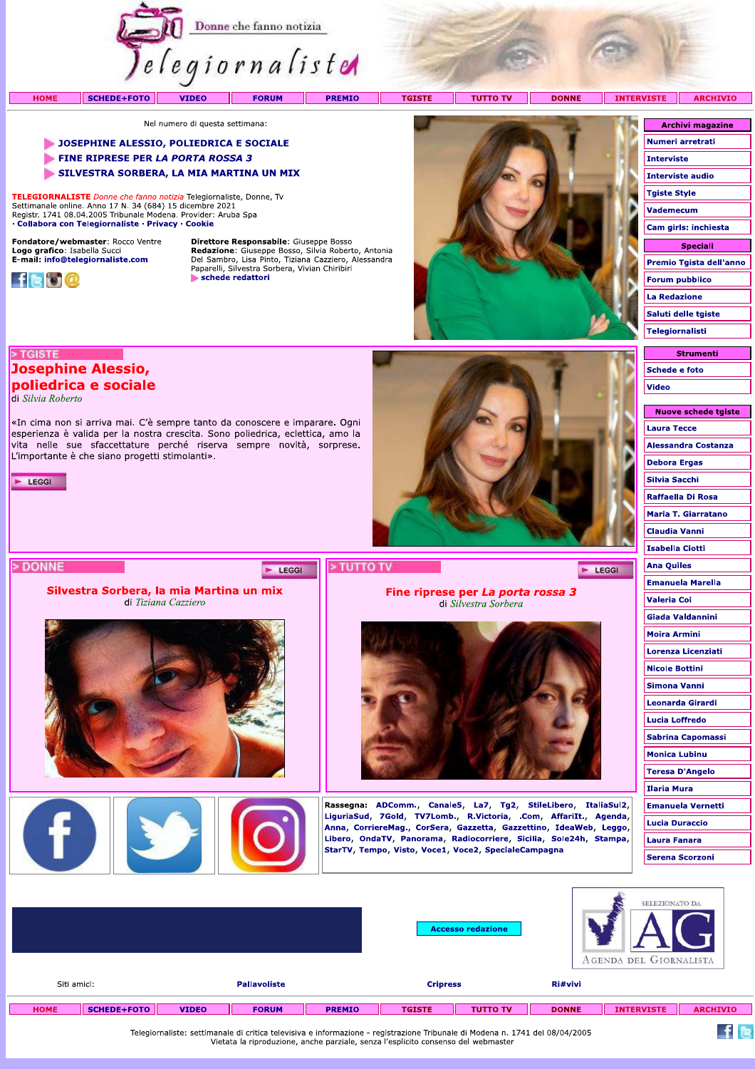Donne che fanno notizia

Telegiornaliste

HOME | SCHEDE+FOTO | VIDEO | FORUM | PREMIO | TGISTE | TUTTO TV | DONNE | INTERVISTE | ARCHIVIO

Nel numero di questa settimana:

- **JOSEPHINE ALESSIO, POLIEDRICA E SOCIALE**
- **FINE RIPRESE PER *LA PORTA ROSSA 3***
- **SILVESTRA SORBERA, LA MIA MARTINA UN MIX**

**TELEGIORNALISTE** *Donne che fanno notizia* Telegiornaliste, Donne, Tv
Settimanale online. Anno 17 N. 34 (684) 15 dicembre 2021
Registr. 1741 08.04.2005 Tribunale Modena. Provider: Aruba Spa
· **Collabora con Telegiornaliste** · **Privacy** · **Cookie**

**Fondatore/webmaster**: Rocco Ventre
**Logo grafico**: Isabella Succi
**E-mail**: info@telegiornaliste.com

**Direttore Responsabile**: Giuseppe Bosso
**Redazione**: Giuseppe Bosso, Silvia Roberto, Antonia Del Sambro, Lisa Pinto, Tiziana Cazziero, Alessandra Paparelli, Silvestra Sorbera, Vivian Chiribiri
**schede redattori**

**Archivi magazine**
- Numeri arretrati
- Interviste
- Interviste audio
- Tgiste Style
- Vademecum
- Cam girls: inchiesta

**Speciali**
- Premio Tgista dell'anno
- Forum pubblico
- La Redazione
- Saluti delle tgiste
- Telegiornalisti

**Strumenti**
- Schede e foto
- Video

**Nuove schede tgiste**
- Laura Tecce
- Alessandra Costanza
- Debora Ergas
- Silvia Sacchi
- Raffaella Di Rosa
- Maria T. Giarratano
- Claudia Vanni
- Isabella Ciotti
- Ana Quiles
- Emanuela Marella
- Valeria Coi
- Giada Valdannini
- Moira Armini
- Lorenza Licenziati
- Nicole Bottini
- Simona Vanni
- Leonarda Girardi
- Lucia Loffredo
- Sabrina Capomassi
- Monica Lubinu
- Teresa D'Angelo
- Ilaria Mura
- Emanuela Vernetti
- Lucia Duraccio
- Laura Fanara
- Serena Scorzoni

> TGISTE

## Josephine Alessio, poliedrica e sociale

di *Silvia Roberto*

«In cima non si arriva mai. C'è sempre tanto da conoscere e imparare. Ogni esperienza è valida per la nostra crescita. Sono poliedrica, eclettica, amo la vita nelle sue sfaccettature perché riserva sempre novità, sorprese. L'importante è che siano progetti stimolanti».

LEGGI

> DONNE

LEGGI

## Silvestra Sorbera, la mia Martina un mix

di *Tiziana Cazziero*

> TUTTO TV

LEGGI

## Fine riprese per *La porta rossa 3*

di *Silvestra Sorbera*

**Rassegna:** ADComm., Canale5, La7, Tg2, StileLibero, ItaliaSul2, LiguriaSud, 7Gold, TV7Lomb., R.Victoria, .Com, AffariIt., Agenda, Anna, CorriereMag., CorSera, Gazzetta, Gazzettino, IdeaWeb, Leggo, Libero, OndaTV, Panorama, Radiocorriere, Sicilia, Sole24h, Stampa, StarTV, Tempo, Visto, Voce1, Voce2, SpecialeCampagna

Accesso redazione

SELEZIONATO DA AG Agenda del Giornalista

Siti amici: Pallavoliste | Cripress | Ri#vivi

HOME | SCHEDE+FOTO | VIDEO | FORUM | PREMIO | TGISTE | TUTTO TV | DONNE | INTERVISTE | ARCHIVIO

Telegiornaliste: settimanale di critica televisiva e informazione - registrazione Tribunale di Modena n. 1741 del 08/04/2005
Vietata la riproduzione, anche parziale, senza l'esplicito consenso del webmaster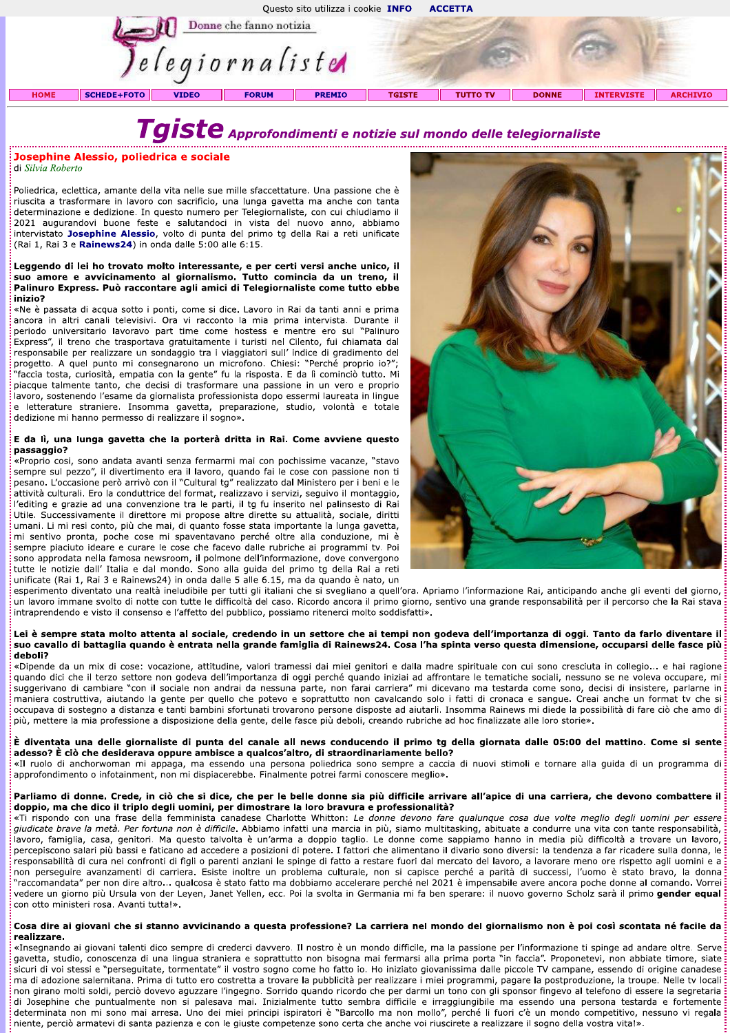Questo sito utilizza i cookie **INFO** **ACCETTA**

Donne che fanno notizia

Telegiornaliste

HOME | SCHEDE+FOTO | VIDEO | FORUM | PREMIO | TGISTE | TUTTO TV | DONNE | INTERVISTE | ARCHIVIO

# Tgiste Approfondimenti e notizie sul mondo delle telegiornaliste

## Josephine Alessio, poliedrica e sociale

di *Silvia Roberto*

Poliedrica, eclettica, amante della vita nelle sue mille sfaccettature. Una passione che è riuscita a trasformare in lavoro con sacrificio, una lunga gavetta ma anche con tanta determinazione e dedizione. In questo numero per Telegiornaliste, con cui chiudiamo il 2021 augurandovi buone feste e salutandoci in vista del nuovo anno, abbiamo intervistato **Josephine Alessio**, volto di punta del primo tg della Rai a reti unificate (Rai 1, Rai 3 e **Rainews24**) in onda dalle 5:00 alle 6:15.

**Leggendo di lei ho trovato molto interessante, e per certi versi anche unico, il suo amore e avvicinamento al giornalismo. Tutto comincia da un treno, il Palinuro Express. Può raccontare agli amici di Telegiornaliste come tutto ebbe inizio?**

«Ne è passata di acqua sotto i ponti, come si dice. Lavoro in Rai da tanti anni e prima ancora in altri canali televisivi. Ora vi racconto la mia prima intervista. Durante il periodo universitario lavoravo part time come hostess e mentre ero sul "Palinuro Express", il treno che trasportava gratuitamente i turisti nel Cilento, fui chiamata dal responsabile per realizzare un sondaggio tra i viaggiatori sull' indice di gradimento del progetto. A quel punto mi consegnarono un microfono. Chiesi: "Perché proprio io?"; "faccia tosta, curiosità, empatia con la gente" fu la risposta. E da lì cominciò tutto. Mi piacque talmente tanto, che decisi di trasformare una passione in un vero e proprio lavoro, sostenendo l'esame da giornalista professionista dopo essermi laureata in lingue e letterature straniere. Insomma gavetta, preparazione, studio, volontà e totale dedizione mi hanno permesso di realizzare il sogno».

**E da lì, una lunga gavetta che la porterà dritta in Rai. Come avviene questo passaggio?**

«Proprio così, sono andata avanti senza fermarmi mai con pochissime vacanze, "stavo sempre sul pezzo", il divertimento era il lavoro, quando fai le cose con passione non ti pesano. L'occasione però arrivò con il "Cultural tg" realizzato dal Ministero per i beni e le attività culturali. Ero la conduttrice del format, realizzavo i servizi, seguivo il montaggio, l'editing e grazie ad una convenzione tra le parti, il tg fu inserito nel palinsesto di Rai Utile. Successivamente il direttore mi propose altre dirette su attualità, sociale, diritti umani. Li mi resi conto, più che mai, di quanto fosse stata importante la lunga gavetta, mi sentivo pronta, poche cose mi spaventavano perché oltre alla conduzione, mi è sempre piaciuto ideare e curare le cose che facevo dalle rubriche ai programmi tv. Poi sono approdata nella famosa newsroom, il polmone dell'informazione, dove convergono tutte le notizie dall' Italia e dal mondo. Sono alla guida del primo tg della Rai a reti unificate (Rai 1, Rai 3 e Rainews24) in onda dalle 5 alle 6.15, ma da quando è nato, un esperimento diventato una realtà ineludibile per tutti gli italiani che si svegliano a quell'ora. Apriamo l'informazione Rai, anticipando anche gli eventi del giorno, un lavoro immane svolto di notte con tutte le difficoltà del caso. Ricordo ancora il primo giorno, sentivo una grande responsabilità per il percorso che la Rai stava intraprendendo e visto il consenso e l'affetto del pubblico, possiamo ritenerci molto soddisfatti».

**Lei è sempre stata molto attenta al sociale, credendo in un settore che ai tempi non godeva dell'importanza di oggi. Tanto da farlo diventare il suo cavallo di battaglia quando è entrata nella grande famiglia di Rainews24. Cosa l'ha spinta verso questa dimensione, occuparsi delle fasce più deboli?**

«Dipende da un mix di cose: vocazione, attitudine, valori tramessi dai miei genitori e dalla madre spirituale con cui sono cresciuta in collegio... e hai ragione quando dici che il terzo settore non godeva dell'importanza di oggi perché quando iniziai ad affrontare le tematiche sociali, nessuno se ne voleva occupare, mi suggerivano di cambiare "con il sociale non andrai da nessuna parte, non farai carriera" mi dicevano ma testarda come sono, decisi di insistere, parlarne in maniera costruttiva, aiutando la gente per quello che potevo e soprattutto non cavalcando solo i fatti di cronaca e sangue. Creai anche un format tv che si occupava di sostegno a distanza e tanti bambini sfortunati trovarono persone disposte ad aiutarli. Insomma Rainews mi diede la possibilità di fare ciò che amo di più, mettere la mia professione a disposizione della gente, delle fasce più deboli, creando rubriche ad hoc finalizzate alle loro storie».

**È diventata una delle giornaliste di punta del canale all news conducendo il primo tg della giornata dalle 05:00 del mattino. Come si sente adesso? È ciò che desiderava oppure ambisce a qualcos'altro, di straordinariamente bello?**

«Il ruolo di anchorwoman mi appaga, ma essendo una persona poliedrica sono sempre a caccia di nuovi stimoli e tornare alla guida di un programma di approfondimento o infotainment, non mi dispiacerebbe. Finalmente potrei farmi conoscere meglio».

**Parliamo di donne. Crede, in ciò che si dice, che per le belle donne sia più difficile arrivare all'apice di una carriera, che devono combattere il doppio, ma che dico il triplo degli uomini, per dimostrare la loro bravura e professionalità?**

«Ti rispondo con una frase della femminista canadese Charlotte Whitton: *Le donne devono fare qualunque cosa due volte meglio degli uomini per essere giudicate brave la metà. Per fortuna non è difficile*. Abbiamo infatti una marcia in più, siamo multitasking, abituate a condurre una vita con tante responsabilità, lavoro, famiglia, casa, genitori. Ma questo talvolta è un'arma a doppio taglio. Le donne come sappiamo hanno in media più difficoltà a trovare un lavoro, percepiscono salari più bassi e faticano ad accedere a posizioni di potere. I fattori che alimentano il divario sono diversi: la tendenza a far ricadere sulla donna, le responsabilità di cura nei confronti di figli o parenti anziani le spinge di fatto a restare fuori dal mercato del lavoro, a lavorare meno ore rispetto agli uomini e a non perseguire avanzamenti di carriera. Esiste inoltre un problema culturale, non si capisce perché a parità di successi, l'uomo è stato bravo, la donna "raccomandata" per non dire altro... qualcosa è stato fatto ma dobbiamo accelerare perché nel 2021 è impensabile avere ancora poche donne al comando. Vorrei vedere un giorno più Ursula von der Leyen, Janet Yellen, ecc. Poi la svolta in Germania mi fa ben sperare: il nuovo governo Scholz sarà il primo **gender equal** con otto ministeri rosa. Avanti tutta!».

**Cosa dire ai giovani che si stanno avvicinando a questa professione? La carriera nel mondo del giornalismo non è poi così scontata né facile da realizzare.**

«Insegnando ai giovani talenti dico sempre di crederci davvero. Il nostro è un mondo difficile, ma la passione per l'informazione ti spinge ad andare oltre. Serve gavetta, studio, conoscenza di una lingua straniera e soprattutto non bisogna mai fermarsi alla prima porta "in faccia". Proponetevi, non abbiate timore, siate sicuri di voi stessi e "perseguitate, tormentate" il vostro sogno come ho fatto io. Ho iniziato giovanissima dalle piccole TV campane, essendo di origine canadese ma di adozione salernitana. Prima di tutto ero costretta a trovare la pubblicità per realizzare i miei programmi, pagare la postproduzione, la troupe. Nelle tv locali non girano molti soldi, perciò dovevo aguzzare l'ingegno. Sorrido quando ricordo che per darmi un tono con gli sponsor fingevo al telefono di essere la segretaria di Josephine che puntualmente non si palesava mai. Inizialmente tutto sembra difficile e irraggiungibile ma essendo una persona testarda e fortemente determinata non mi sono mai arresa. Uno dei miei principi ispiratori è "Barcollo ma non mollo", perché lì fuori c'è un mondo competitivo, nessuno vi regala niente, perciò armatevi di santa pazienza e con le giuste competenze sono certa che anche voi riuscirete a realizzare il sogno della vostra vita!».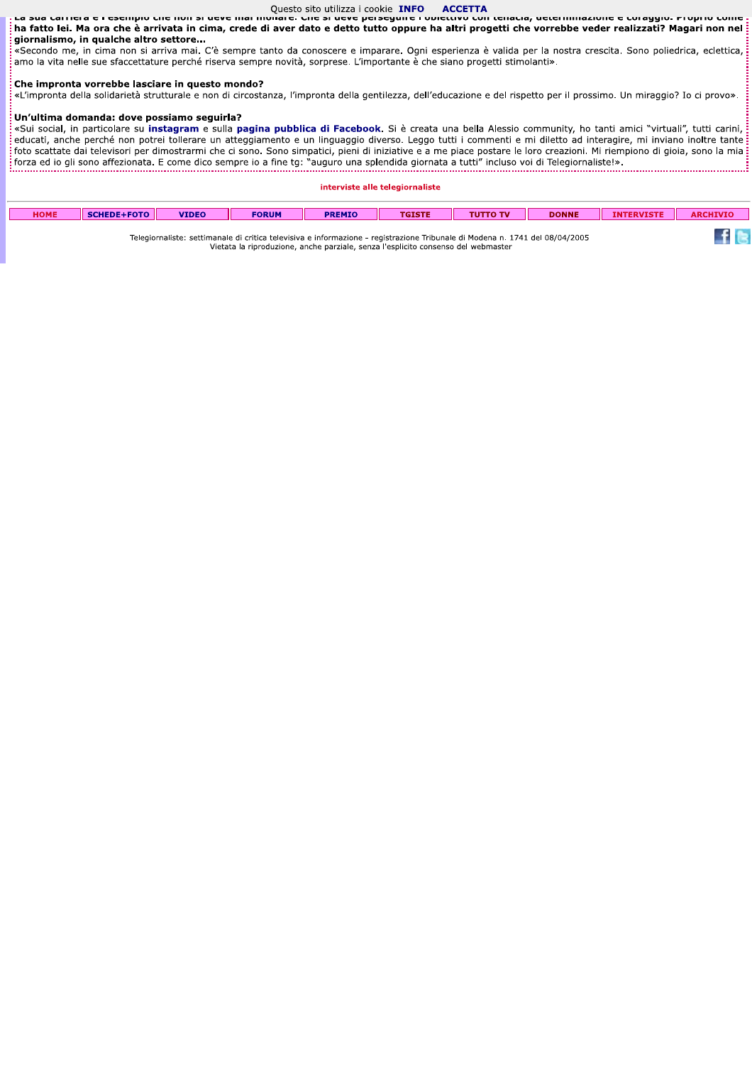**La sua carriera è l'esempio che non si deve mai mollare. Che si deve perseguire l'obiettivo con tenacia, determinazione e coraggio. Proprio come ha fatto lei. Ma ora che è arrivata in cima, crede di aver dato e detto tutto oppure ha altri progetti che vorrebbe veder realizzati? Magari non nel giornalismo, in qualche altro settore...**
«Secondo me, in cima non si arriva mai. C'è sempre tanto da conoscere e imparare. Ogni esperienza è valida per la nostra crescita. Sono poliedrica, eclettica, amo la vita nelle sue sfaccettature perché riserva sempre novità, sorprese. L'importante è che siano progetti stimolanti».

**Che impronta vorrebbe lasciare in questo mondo?**
«L'impronta della solidarietà strutturale e non di circostanza, l'impronta della gentilezza, dell'educazione e del rispetto per il prossimo. Un miraggio? Io ci provo».

**Un'ultima domanda: dove possiamo seguirla?**
«Sui social, in particolare su **instagram** e sulla **pagina pubblica di Facebook**. Si è creata una bella Alessio community, ho tanti amici "virtuali", tutti carini, educati, anche perché non potrei tollerare un atteggiamento e un linguaggio diverso. Leggo tutti i commenti e mi diletto ad interagire, mi inviano inoltre tante foto scattate dai televisori per dimostrarmi che ci sono. Sono simpatici, pieni di iniziative e a me piace postare le loro creazioni. Mi riempiono di gioia, sono la mia forza ed io gli sono affezionata. E come dico sempre io a fine tg: "auguro una splendida giornata a tutti" incluso voi di Telegiornaliste!».

interviste alle telegiornaliste

HOME | SCHEDE+FOTO | VIDEO | FORUM | PREMIO | TGISTE | TUTTO TV | DONNE | INTERVISTE | ARCHIVIO

Telegiornaliste: settimanale di critica televisiva e informazione - registrazione Tribunale di Modena n. 1741 del 08/04/2005
Vietata la riproduzione, anche parziale, senza l'esplicito consenso del webmaster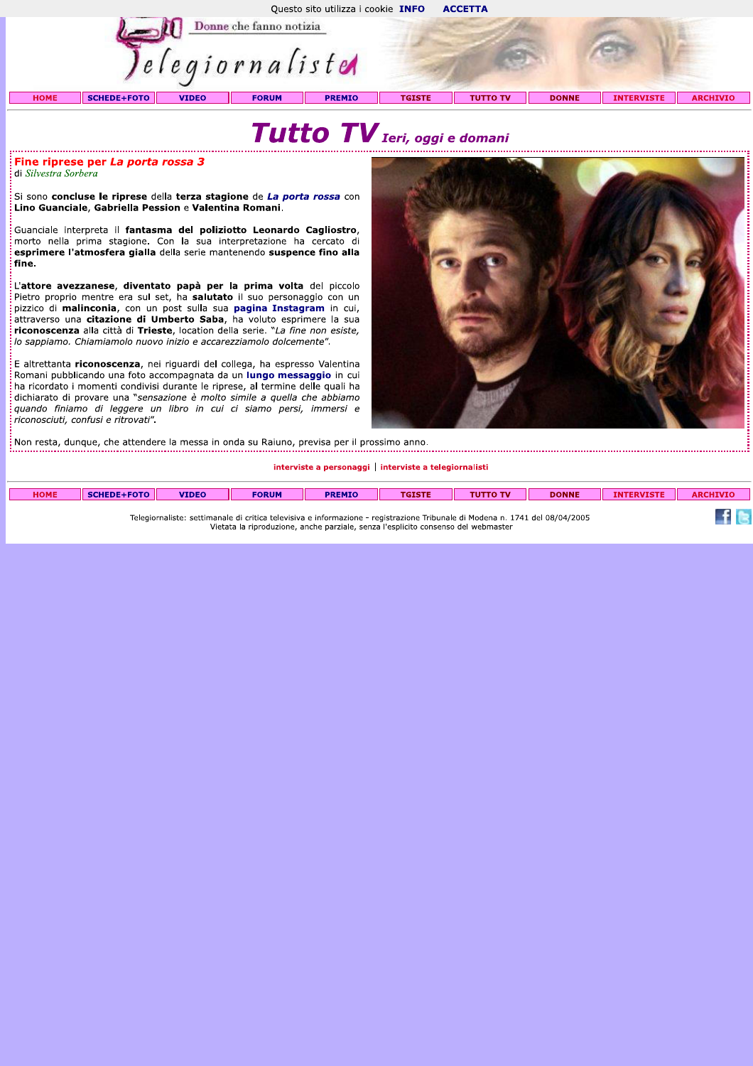# Tutto TV *Ieri, oggi e domani*

## Fine riprese per *La porta rossa 3*

di *Silvestra Sorbera*

Si sono **concluse le riprese** della **terza stagione** de ***La porta rossa*** con **Lino Guanciale**, **Gabriella Pession** e **Valentina Romani**.

Guanciale interpreta il **fantasma del poliziotto Leonardo Cagliostro**, morto nella prima stagione**.** Con la sua interpretazione ha cercato di **esprimere l'atmosfera gialla** della serie mantenendo **suspence fino alla fine.**

L'**attore avezzanese**, **diventato papà per la prima volta** del piccolo Pietro proprio mentre era sul set, ha **salutato** il suo personaggio con un pizzico di **malinconia**, con un post sulla sua **pagina Instagram** in cui, attraverso una **citazione di Umberto Saba**, ha voluto esprimere la sua **riconoscenza** alla città di **Trieste**, location della serie. *"La fine non esiste, lo sappiamo. Chiamiamolo nuovo inizio e accarezziamolo dolcemente"*.

E altrettanta **riconoscenza**, nei riguardi del collega, ha espresso Valentina Romani pubblicando una foto accompagnata da un **lungo messaggio** in cui ha ricordato i momenti condivisi durante le riprese, al termine delle quali ha dichiarato di provare una *"sensazione è molto simile a quella che abbiamo quando finiamo di leggere un libro in cui ci siamo persi, immersi e riconosciuti, confusi e ritrovati"*.

Non resta, dunque, che attendere la messa in onda su Raiuno, prevista per il prossimo anno.

interviste a personaggi | interviste a telegiornalisti

Telegiornaliste: settimanale di critica televisiva e informazione - registrazione Tribunale di Modena n. 1741 del 08/04/2005
Vietata la riproduzione, anche parziale, senza l'esplicito consenso del webmaster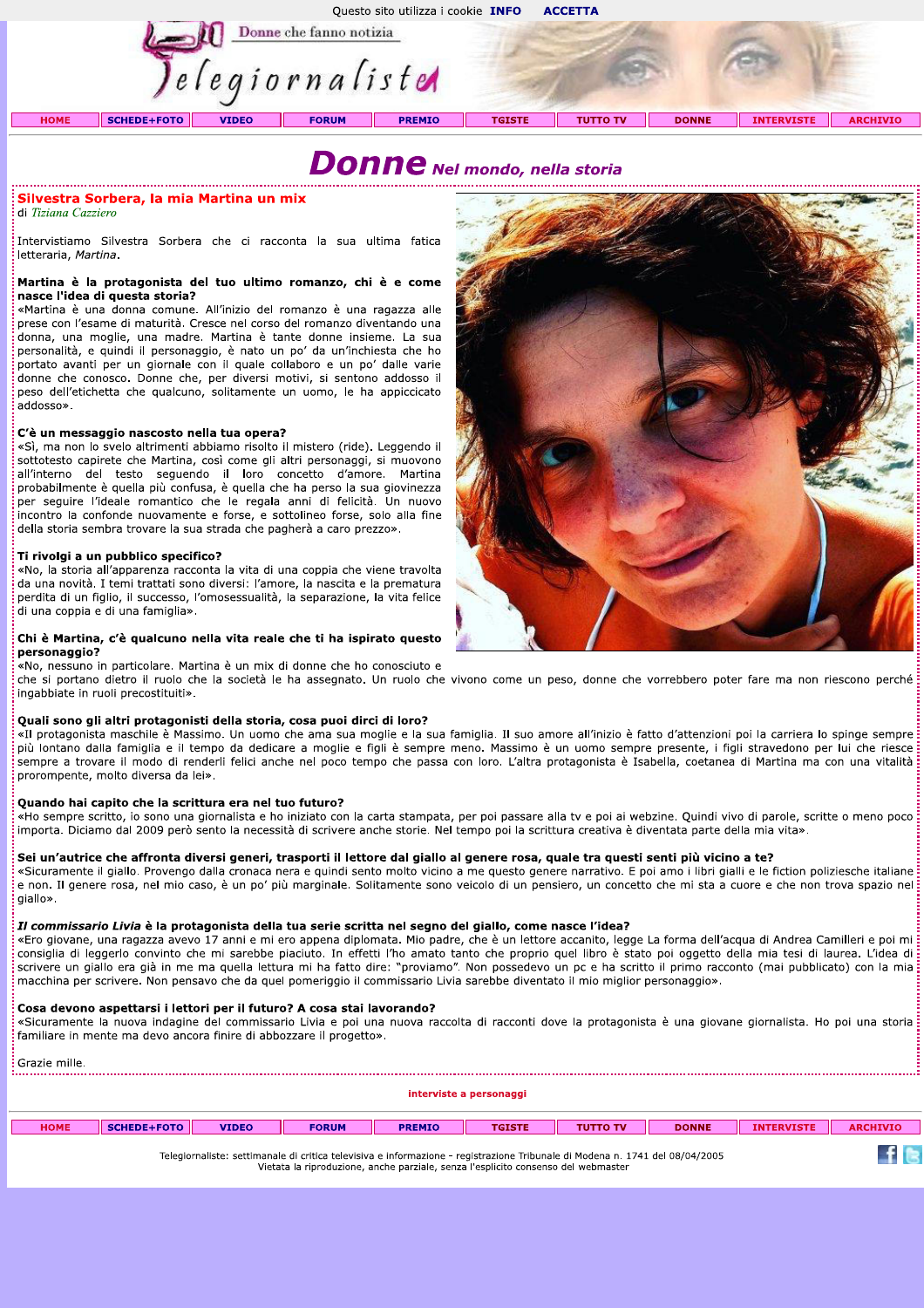# Donne *Nel mondo, nella storia*

## Silvestra Sorbera, la mia Martina un mix

di *Tiziana Cazziero*

Intervistiamo Silvestra Sorbera che ci racconta la sua ultima fatica letteraria, *Martina*.

**Martina è la protagonista del tuo ultimo romanzo, chi è e come nasce l'idea di questa storia?**
«Martina è una donna comune. All'inizio del romanzo è una ragazza alle prese con l'esame di maturità. Cresce nel corso del romanzo diventando una donna, una moglie, una madre. Martina è tante donne insieme. La sua personalità, e quindi il personaggio, è nato un po' da un'inchiesta che ho portato avanti per un giornale con il quale collaboro e un po' dalle varie donne che conosco. Donne che, per diversi motivi, si sentono addosso il peso dell'etichetta che qualcuno, solitamente un uomo, le ha appiccicato addosso».

**C'è un messaggio nascosto nella tua opera?**
«Sì, ma non lo svelo altrimenti abbiamo risolto il mistero (ride). Leggendo il sottotesto capirete che Martina, così come gli altri personaggi, si muovono all'interno del testo seguendo il loro concetto d'amore. Martina probabilmente è quella più confusa, è quella che ha perso la sua giovinezza per seguire l'ideale romantico che le regala anni di felicità. Un nuovo incontro la confonde nuovamente e forse, e sottolineo forse, solo alla fine della storia sembra trovare la sua strada che pagherà a caro prezzo».

**Ti rivolgi a un pubblico specifico?**
«No, la storia all'apparenza racconta la vita di una coppia che viene travolta da una novità. I temi trattati sono diversi: l'amore, la nascita e la prematura perdita di un figlio, il successo, l'omosessualità, la separazione, la vita felice di una coppia e di una famiglia».

**Chi è Martina, c'è qualcuno nella vita reale che ti ha ispirato questo personaggio?**
«No, nessuno in particolare. Martina è un mix di donne che ho conosciuto e che si portano dietro il ruolo che la società le ha assegnato. Un ruolo che vivono come un peso, donne che vorrebbero poter fare ma non riescono perché ingabbiate in ruoli precostituiti».

**Quali sono gli altri protagonisti della storia, cosa puoi dirci di loro?**
«Il protagonista maschile è Massimo. Un uomo che ama sua moglie e la sua famiglia. Il suo amore all'inizio è fatto d'attenzioni poi la carriera lo spinge sempre più lontano dalla famiglia e il tempo da dedicare a moglie e figli è sempre meno. Massimo è un uomo sempre presente, i figli stravedono per lui che riesce sempre a trovare il modo di renderli felici anche nel poco tempo che passa con loro. L'altra protagonista è Isabella, coetanea di Martina ma con una vitalità prorompente, molto diversa da lei».

**Quando hai capito che la scrittura era nel tuo futuro?**
«Ho sempre scritto, io sono una giornalista e ho iniziato con la carta stampata, per poi passare alla tv e poi ai webzine. Quindi vivo di parole, scritte o meno poco importa. Diciamo dal 2009 però sento la necessità di scrivere anche storie. Nel tempo poi la scrittura creativa è diventata parte della mia vita».

**Sei un'autrice che affronta diversi generi, trasporti il lettore dal giallo al genere rosa, quale tra questi senti più vicino a te?**
«Sicuramente il giallo. Provengo dalla cronaca nera e quindi sento molto vicino a me questo genere narrativo. E poi amo i libri gialli e le fiction poliziesche italiane e non. Il genere rosa, nel mio caso, è un po' più marginale. Solitamente sono veicolo di un pensiero, un concetto che mi sta a cuore e che non trova spazio nel giallo».

***Il commissario Livia* è la protagonista della tua serie scritta nel segno del giallo, come nasce l'idea?**
«Ero giovane, una ragazza avevo 17 anni e mi ero appena diplomata. Mio padre, che è un lettore accanito, legge La forma dell'acqua di Andrea Camilleri e poi mi consiglia di leggerlo convinto che mi sarebbe piaciuto. In effetti l'ho amato tanto che proprio quel libro è stato poi oggetto della mia tesi di laurea. L'idea di scrivere un giallo era già in me ma quella lettura mi ha fatto dire: "proviamo". Non possedevo un pc e ha scritto il primo racconto (mai pubblicato) con la mia macchina per scrivere. Non pensavo che da quel pomeriggio il commissario Livia sarebbe diventato il mio miglior personaggio».

**Cosa devono aspettarsi i lettori per il futuro? A cosa stai lavorando?**
«Sicuramente la nuova indagine del commissario Livia e poi una nuova raccolta di racconti dove la protagonista è una giovane giornalista. Ho poi una storia familiare in mente ma devo ancora finire di abbozzare il progetto».

Grazie mille.

interviste a personaggi

Telegiornaliste: settimanale di critica televisiva e informazione - registrazione Tribunale di Modena n. 1741 del 08/04/2005
Vietata la riproduzione, anche parziale, senza l'esplicito consenso del webmaster